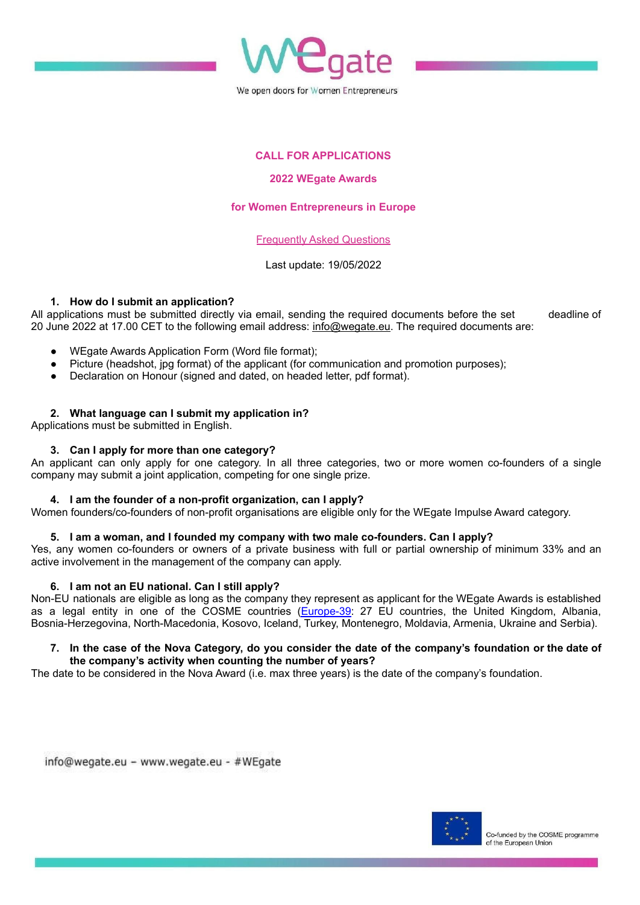WEgate

We open doors for Women Entrepreneurs

# CALL FOR APPLICATIONS

## 2022 WEgate Awards

## for Women Entrepreneurs in Europe

Frequently Asked Questions

Last update: 19/05/2022

### 1. How do I submit an application?

All applications must be submitted directly via email, sending the required documents before the set deadline of 20 June 2022 at 17.00 CET to the following email address: info@wegate.eu. The required documents are:

- WEgate Awards Application Form (Word file format);
- Picture (headshot, jpg format) of the applicant (for communication and promotion purposes);
- Declaration on Honour (signed and dated, on headed letter, pdf format).

### 2. What language can I submit my application in?

Applications must be submitted in English.

### 3. Can I apply for more than one category?

An applicant can only apply for one category. In all three categories, two or more women co-founders of a single company may submit a joint application, competing for one single prize.

### 4. I am the founder of a non-profit organization, can I apply?

Women founders/co-founders of non-profit organisations are eligible only for the WEgate Impulse Award category.

### 5. I am a woman, and I founded my company with two male co-founders. Can I apply?

Yes, any women co-founders or owners of a private business with full or partial ownership of minimum 33% and an active involvement in the management of the company can apply.

### 6. I am not an EU national. Can I still apply?

Non-EU nationals are eligible as long as the company they represent as applicant for the WEgate Awards is established as a legal entity in one of the COSME countries (Europe-39: 27 EU countries, the United Kingdom, Albania, Bosnia-Herzegovina, North-Macedonia, Kosovo, Iceland, Turkey, Montenegro, Moldavia, Armenia, Ukraine and Serbia).

### 7. In the case of the Nova Category, do you consider the date of the company's foundation or the date of the company's activity when counting the number of years?

The date to be considered in the Nova Award (i.e. max three years) is the date of the company's foundation.

info@wegate.eu – www.wegate.eu - #WEgate

Co-funded by the COSME programme of the European Union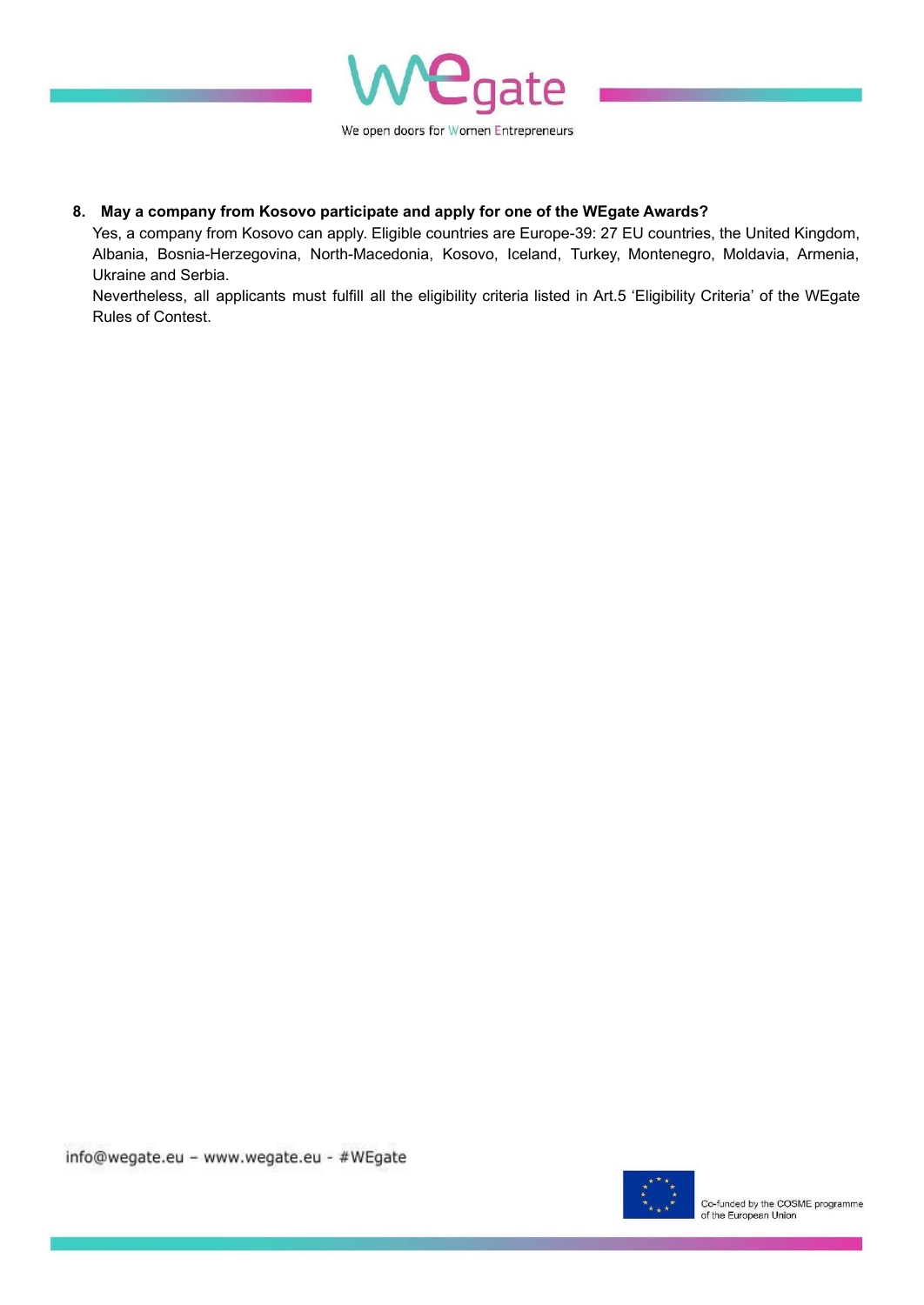8. **May a company from Kosovo participate and apply for one of the WEgate Awards?**

   Yes, a company from Kosovo can apply. Eligible countries are Europe-39: 27 EU countries, the United Kingdom, Albania, Bosnia-Herzegovina, North-Macedonia, Kosovo, Iceland, Turkey, Montenegro, Moldavia, Armenia, Ukraine and Serbia.

   Nevertheless, all applicants must fulfill all the eligibility criteria listed in Art.5 'Eligibility Criteria' of the WEgate Rules of Contest.